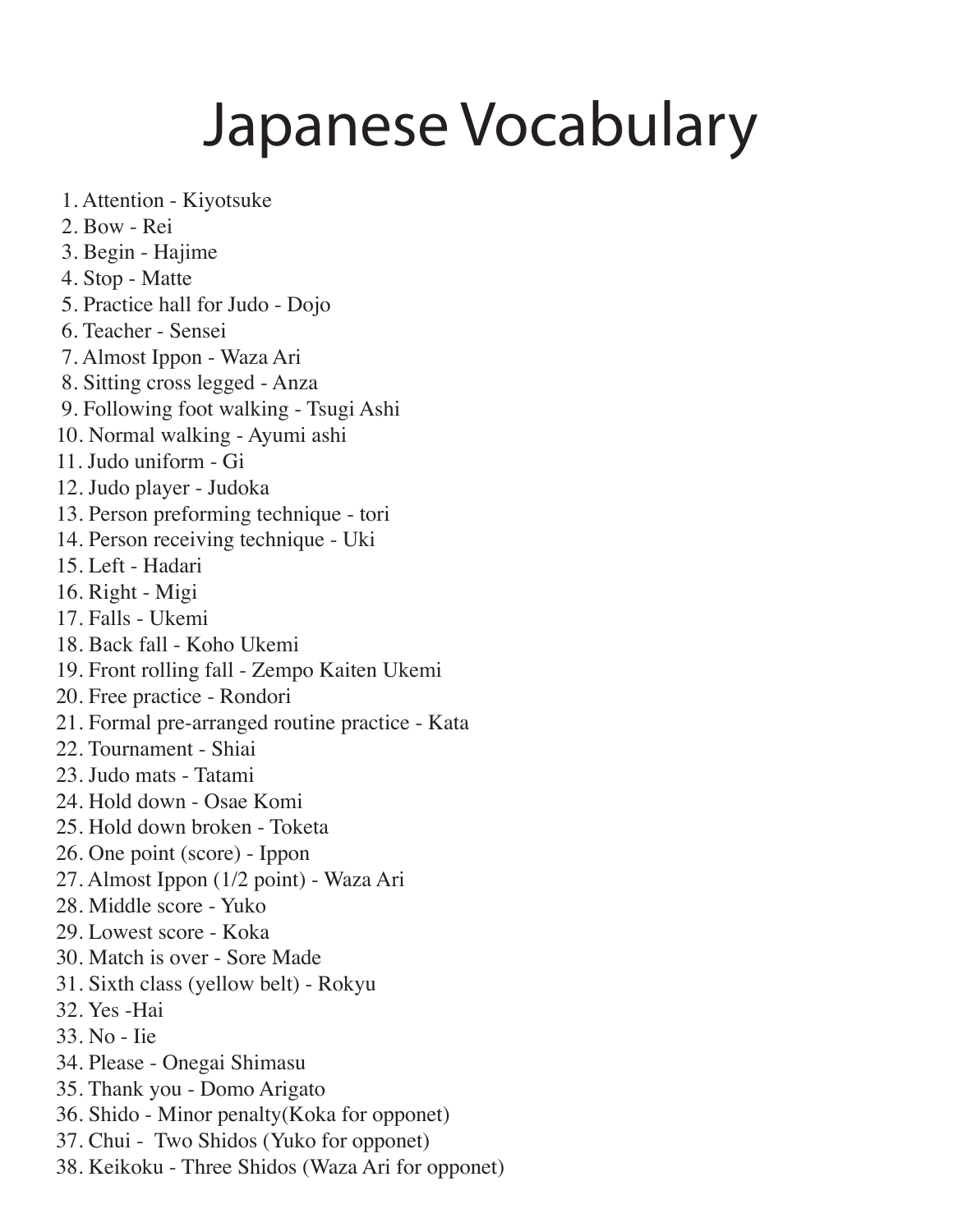# Japanese Vocabulary

1. Attention - Kiyotsuke
2. Bow - Rei
3. Begin - Hajime
4. Stop - Matte
5. Practice hall for Judo - Dojo
6. Teacher - Sensei
7. Almost Ippon - Waza Ari
8. Sitting cross legged - Anza
9. Following foot walking - Tsugi Ashi
10. Normal walking - Ayumi ashi
11. Judo uniform - Gi
12. Judo player - Judoka
13. Person preforming technique - tori
14. Person receiving technique - Uki
15. Left - Hadari
16. Right - Migi
17. Falls - Ukemi
18. Back fall - Koho Ukemi
19. Front rolling fall - Zempo Kaiten Ukemi
20. Free practice - Rondori
21. Formal pre-arranged routine practice - Kata
22. Tournament - Shiai
23. Judo mats - Tatami
24. Hold down - Osae Komi
25. Hold down broken - Toketa
26. One point (score) - Ippon
27. Almost Ippon (1/2 point) - Waza Ari
28. Middle score - Yuko
29. Lowest score - Koka
30. Match is over - Sore Made
31. Sixth class (yellow belt) - Rokyu
32. Yes -Hai
33. No - Iie
34. Please - Onegai Shimasu
35. Thank you - Domo Arigato
36. Shido - Minor penalty(Koka for opponet)
37. Chui - Two Shidos (Yuko for opponet)
38. Keikoku - Three Shidos (Waza Ari for opponet)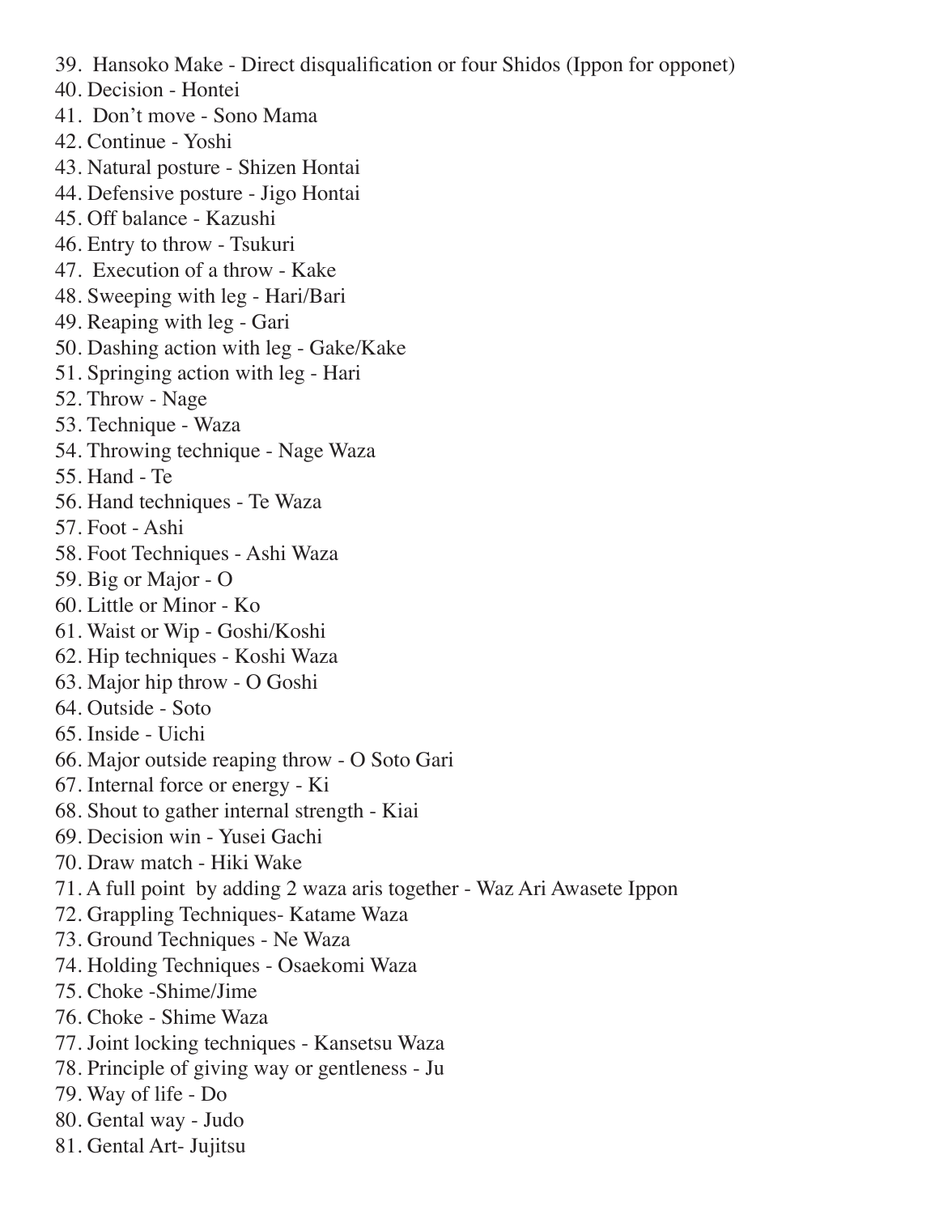39. Hansoko Make - Direct disqualification or four Shidos (Ippon for opponet)
40. Decision - Hontei
41. Don't move - Sono Mama
42. Continue - Yoshi
43. Natural posture - Shizen Hontai
44. Defensive posture - Jigo Hontai
45. Off balance - Kazushi
46. Entry to throw - Tsukuri
47. Execution of a throw - Kake
48. Sweeping with leg - Hari/Bari
49. Reaping with leg - Gari
50. Dashing action with leg - Gake/Kake
51. Springing action with leg - Hari
52. Throw - Nage
53. Technique - Waza
54. Throwing technique - Nage Waza
55. Hand - Te
56. Hand techniques - Te Waza
57. Foot - Ashi
58. Foot Techniques - Ashi Waza
59. Big or Major - O
60. Little or Minor - Ko
61. Waist or Wip - Goshi/Koshi
62. Hip techniques - Koshi Waza
63. Major hip throw - O Goshi
64. Outside - Soto
65. Inside - Uichi
66. Major outside reaping throw - O Soto Gari
67. Internal force or energy - Ki
68. Shout to gather internal strength - Kiai
69. Decision win - Yusei Gachi
70. Draw match - Hiki Wake
71. A full point by adding 2 waza aris together - Waz Ari Awasete Ippon
72. Grappling Techniques- Katame Waza
73. Ground Techniques - Ne Waza
74. Holding Techniques - Osaekomi Waza
75. Choke -Shime/Jime
76. Choke - Shime Waza
77. Joint locking techniques - Kansetsu Waza
78. Principle of giving way or gentleness - Ju
79. Way of life - Do
80. Gental way - Judo
81. Gental Art- Jujitsu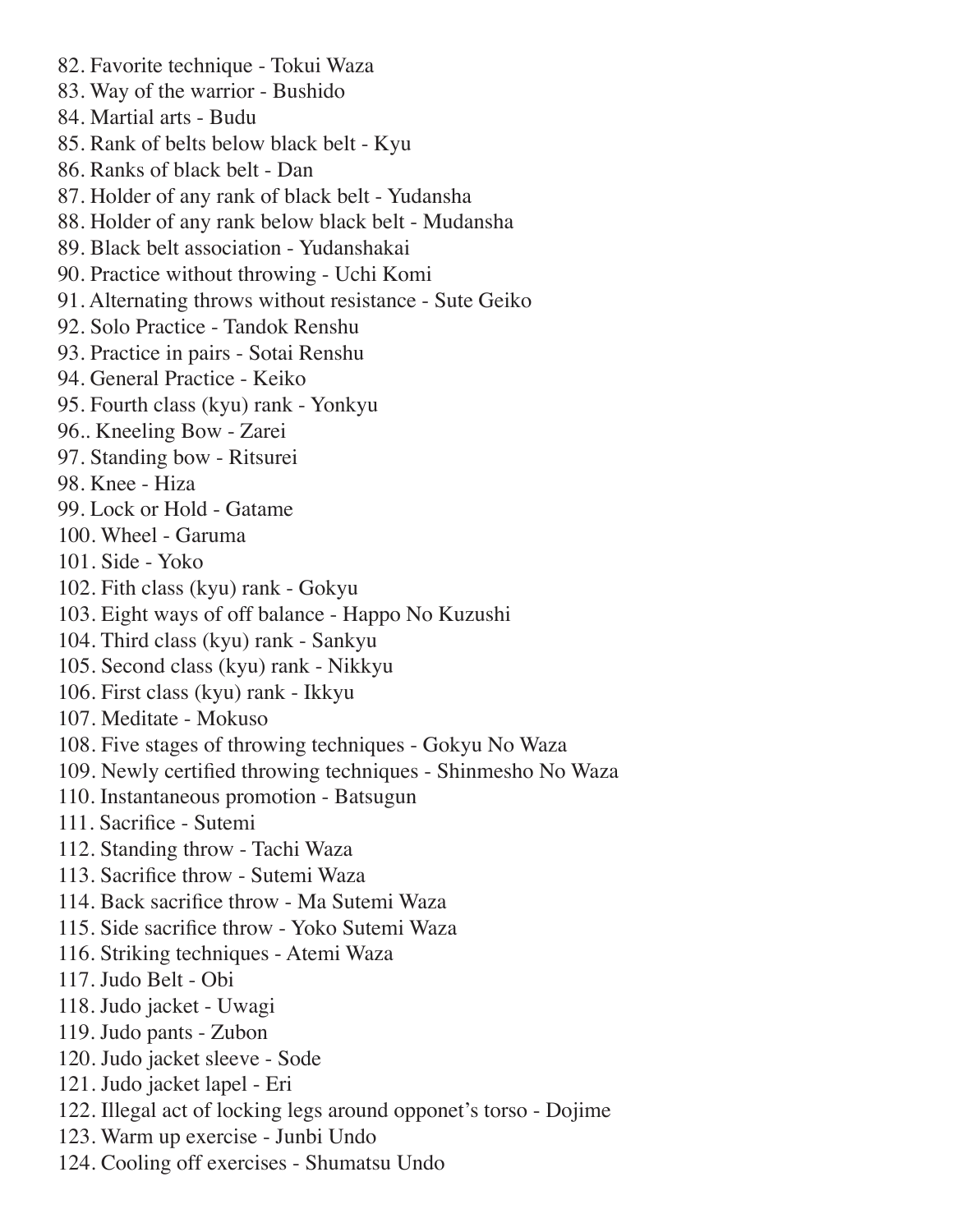82. Favorite technique - Tokui Waza
83. Way of the warrior - Bushido
84. Martial arts - Budu
85. Rank of belts below black belt - Kyu
86. Ranks of black belt - Dan
87. Holder of any rank of black belt - Yudansha
88. Holder of any rank below black belt - Mudansha
89. Black belt association - Yudanshakai
90. Practice without throwing - Uchi Komi
91. Alternating throws without resistance - Sute Geiko
92. Solo Practice - Tandok Renshu
93. Practice in pairs - Sotai Renshu
94. General Practice - Keiko
95. Fourth class (kyu) rank - Yonkyu
96.. Kneeling Bow - Zarei
97. Standing bow - Ritsurei
98. Knee - Hiza
99. Lock or Hold - Gatame
100. Wheel - Garuma
101. Side - Yoko
102. Fith class (kyu) rank - Gokyu
103. Eight ways of off balance - Happo No Kuzushi
104. Third class (kyu) rank - Sankyu
105. Second class (kyu) rank - Nikkyu
106. First class (kyu) rank - Ikkyu
107. Meditate - Mokuso
108. Five stages of throwing techniques - Gokyu No Waza
109. Newly certified throwing techniques - Shinmesho No Waza
110. Instantaneous promotion - Batsugun
111. Sacrifice - Sutemi
112. Standing throw - Tachi Waza
113. Sacrifice throw - Sutemi Waza
114. Back sacrifice throw - Ma Sutemi Waza
115. Side sacrifice throw - Yoko Sutemi Waza
116. Striking techniques - Atemi Waza
117. Judo Belt - Obi
118. Judo jacket - Uwagi
119. Judo pants - Zubon
120. Judo jacket sleeve - Sode
121. Judo jacket lapel - Eri
122. Illegal act of locking legs around opponet's torso - Dojime
123. Warm up exercise - Junbi Undo
124. Cooling off exercises - Shumatsu Undo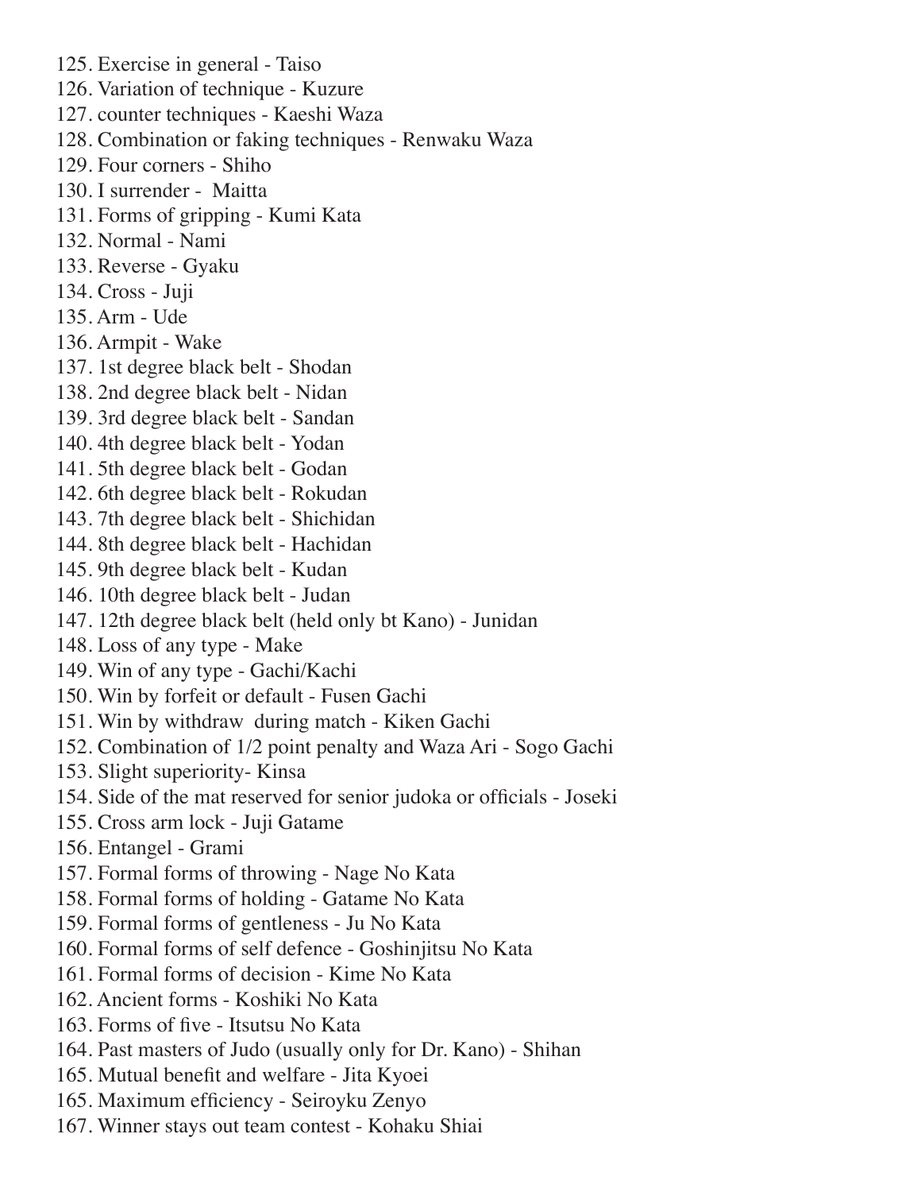125. Exercise in general - Taiso
126. Variation of technique - Kuzure
127. counter techniques - Kaeshi Waza
128. Combination or faking techniques - Renwaku Waza
129. Four corners - Shiho
130. I surrender - Maitta
131. Forms of gripping - Kumi Kata
132. Normal - Nami
133. Reverse - Gyaku
134. Cross - Juji
135. Arm - Ude
136. Armpit - Wake
137. 1st degree black belt - Shodan
138. 2nd degree black belt - Nidan
139. 3rd degree black belt - Sandan
140. 4th degree black belt - Yodan
141. 5th degree black belt - Godan
142. 6th degree black belt - Rokudan
143. 7th degree black belt - Shichidan
144. 8th degree black belt - Hachidan
145. 9th degree black belt - Kudan
146. 10th degree black belt - Judan
147. 12th degree black belt (held only bt Kano) - Junidan
148. Loss of any type - Make
149. Win of any type - Gachi/Kachi
150. Win by forfeit or default - Fusen Gachi
151. Win by withdraw during match - Kiken Gachi
152. Combination of 1/2 point penalty and Waza Ari - Sogo Gachi
153. Slight superiority- Kinsa
154. Side of the mat reserved for senior judoka or officials - Joseki
155. Cross arm lock - Juji Gatame
156. Entangel - Grami
157. Formal forms of throwing - Nage No Kata
158. Formal forms of holding - Gatame No Kata
159. Formal forms of gentleness - Ju No Kata
160. Formal forms of self defence - Goshinjitsu No Kata
161. Formal forms of decision - Kime No Kata
162. Ancient forms - Koshiki No Kata
163. Forms of five - Itsutsu No Kata
164. Past masters of Judo (usually only for Dr. Kano) - Shihan
165. Mutual benefit and welfare - Jita Kyoei
165. Maximum efficiency - Seiroyku Zenyo
167. Winner stays out team contest - Kohaku Shiai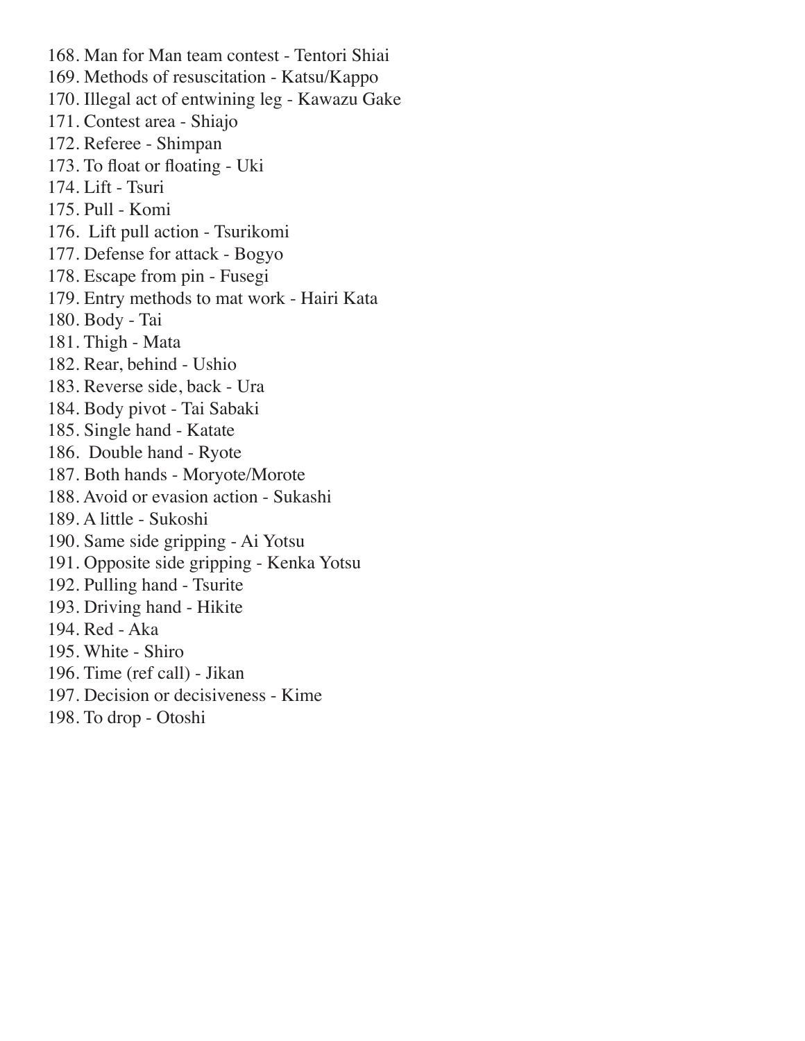168. Man for Man team contest - Tentori Shiai
169. Methods of resuscitation - Katsu/Kappo
170. Illegal act of entwining leg - Kawazu Gake
171. Contest area - Shiajo
172. Referee - Shimpan
173. To float or floating - Uki
174. Lift - Tsuri
175. Pull - Komi
176. Lift pull action - Tsurikomi
177. Defense for attack - Bogyo
178. Escape from pin - Fusegi
179. Entry methods to mat work - Hairi Kata
180. Body - Tai
181. Thigh - Mata
182. Rear, behind - Ushio
183. Reverse side, back - Ura
184. Body pivot - Tai Sabaki
185. Single hand - Katate
186. Double hand - Ryote
187. Both hands - Moryote/Morote
188. Avoid or evasion action - Sukashi
189. A little - Sukoshi
190. Same side gripping - Ai Yotsu
191. Opposite side gripping - Kenka Yotsu
192. Pulling hand - Tsurite
193. Driving hand - Hikite
194. Red - Aka
195. White - Shiro
196. Time (ref call) - Jikan
197. Decision or decisiveness - Kime
198. To drop - Otoshi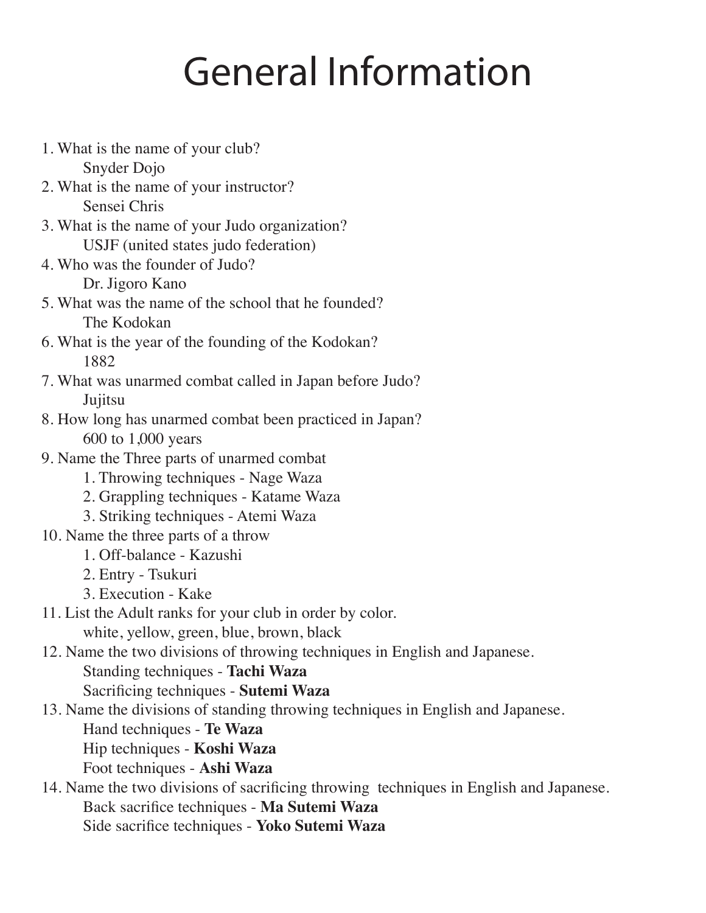# General Information

1. What is the name of your club?
   Snyder Dojo
2. What is the name of your instructor?
   Sensei Chris
3. What is the name of your Judo organization?
   USJF (united states judo federation)
4. Who was the founder of Judo?
   Dr. Jigoro Kano
5. What was the name of the school that he founded?
   The Kodokan
6. What is the year of the founding of the Kodokan?
   1882
7. What was unarmed combat called in Japan before Judo?
   Jujitsu
8. How long has unarmed combat been practiced in Japan?
   600 to 1,000 years
9. Name the Three parts of unarmed combat
   1. Throwing techniques - Nage Waza
   2. Grappling techniques - Katame Waza
   3. Striking techniques - Atemi Waza
10. Name the three parts of a throw
    1. Off-balance - Kazushi
    2. Entry - Tsukuri
    3. Execution - Kake
11. List the Adult ranks for your club in order by color.
    white, yellow, green, blue, brown, black
12. Name the two divisions of throwing techniques in English and Japanese.
    Standing techniques - **Tachi Waza**
    Sacrificing techniques - **Sutemi Waza**
13. Name the divisions of standing throwing techniques in English and Japanese.
    Hand techniques - **Te Waza**
    Hip techniques - **Koshi Waza**
    Foot techniques - **Ashi Waza**
14. Name the two divisions of sacrificing throwing techniques in English and Japanese.
    Back sacrifice techniques - **Ma Sutemi Waza**
    Side sacrifice techniques - **Yoko Sutemi Waza**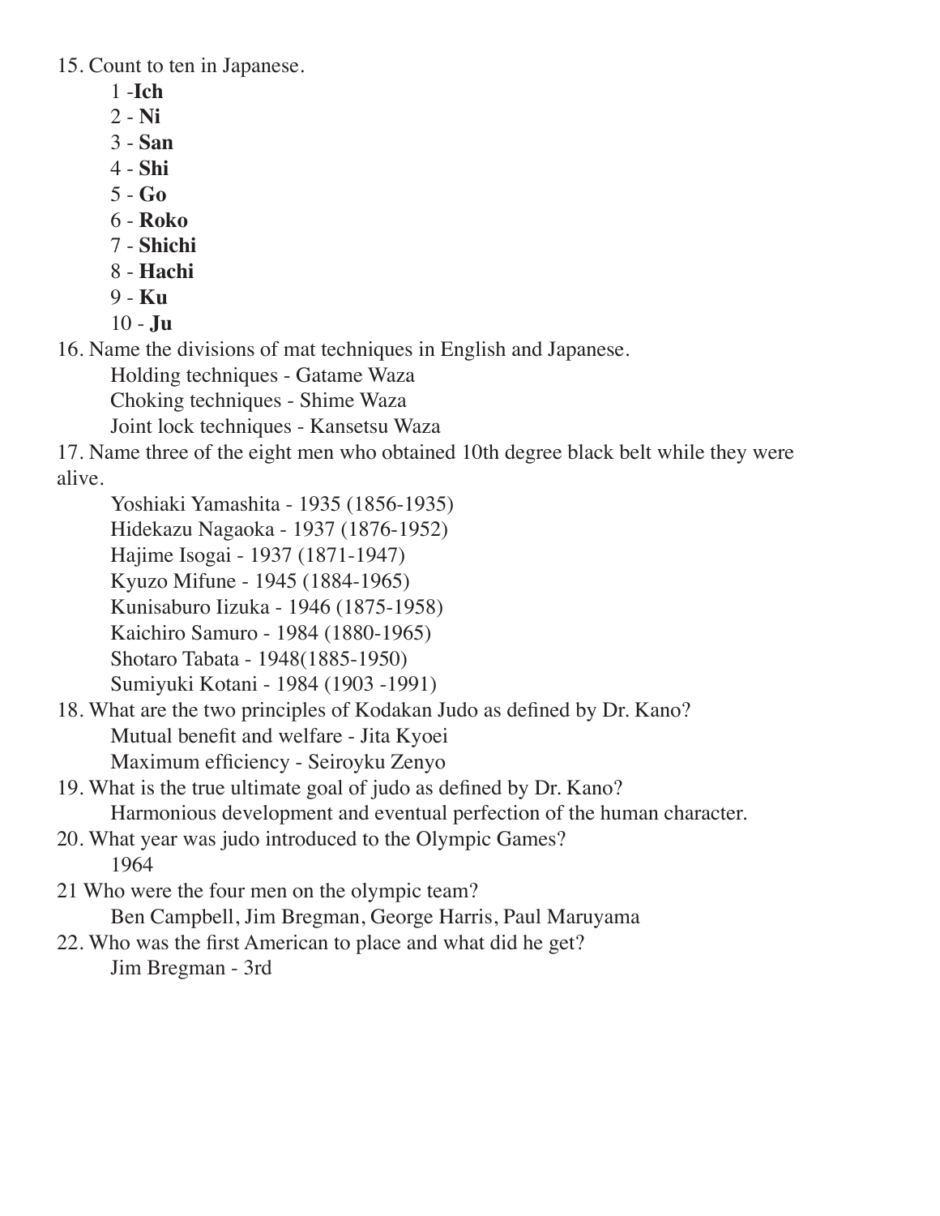15. Count to ten in Japanese.
    - 1 -**Ich**
    - 2 - **Ni**
    - 3 - **San**
    - 4 - **Shi**
    - 5 - **Go**
    - 6 - **Roko**
    - 7 - **Shichi**
    - 8 - **Hachi**
    - 9 - **Ku**
    - 10 - **Ju**
16. Name the divisions of mat techniques in English and Japanese.
    - Holding techniques - Gatame Waza
    - Choking techniques - Shime Waza
    - Joint lock techniques - Kansetsu Waza
17. Name three of the eight men who obtained 10th degree black belt while they were alive.
    - Yoshiaki Yamashita - 1935 (1856-1935)
    - Hidekazu Nagaoka - 1937 (1876-1952)
    - Hajime Isogai - 1937 (1871-1947)
    - Kyuzo Mifune - 1945 (1884-1965)
    - Kunisaburo Iizuka - 1946 (1875-1958)
    - Kaichiro Samuro - 1984 (1880-1965)
    - Shotaro Tabata - 1948(1885-1950)
    - Sumiyuki Kotani - 1984 (1903 -1991)
18. What are the two principles of Kodakan Judo as defined by Dr. Kano?
    - Mutual benefit and welfare - Jita Kyoei
    - Maximum efficiency - Seiroyku Zenyo
19. What is the true ultimate goal of judo as defined by Dr. Kano?
    - Harmonious development and eventual perfection of the human character.
20. What year was judo introduced to the Olympic Games?
    - 1964

21 Who were the four men on the olympic team?
    - Ben Campbell, Jim Bregman, George Harris, Paul Maruyama

22. Who was the first American to place and what did he get?
    - Jim Bregman - 3rd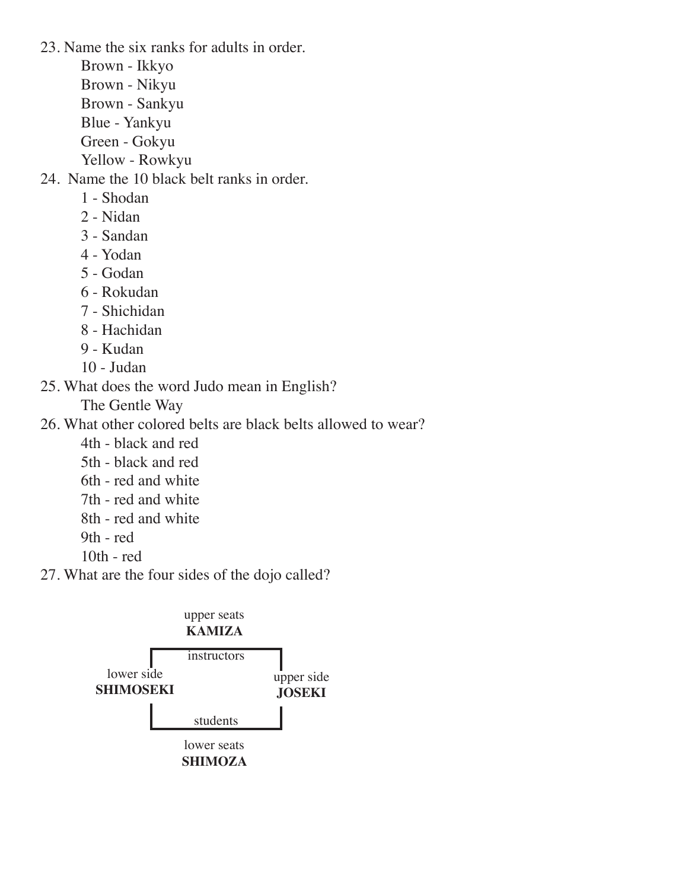23. Name the six ranks for adults in order.
    - Brown - Ikkyo
    - Brown - Nikyu
    - Brown - Sankyu
    - Blue - Yankyu
    - Green - Gokyu
    - Yellow - Rowkyu
24. Name the 10 black belt ranks in order.
    - 1 - Shodan
    - 2 - Nidan
    - 3 - Sandan
    - 4 - Yodan
    - 5 - Godan
    - 6 - Rokudan
    - 7 - Shichidan
    - 8 - Hachidan
    - 9 - Kudan
    - 10 - Judan
25. What does the word Judo mean in English?
    - The Gentle Way
26. What other colored belts are black belts allowed to wear?
    - 4th - black and red
    - 5th - black and red
    - 6th - red and white
    - 7th - red and white
    - 8th - red and white
    - 9th - red
    - 10th - red
27. What are the four sides of the dojo called?

upper seats
**KAMIZA**

instructors

lower side
**SHIMOSEKI**

upper side
**JOSEKI**

students

lower seats
**SHIMOZA**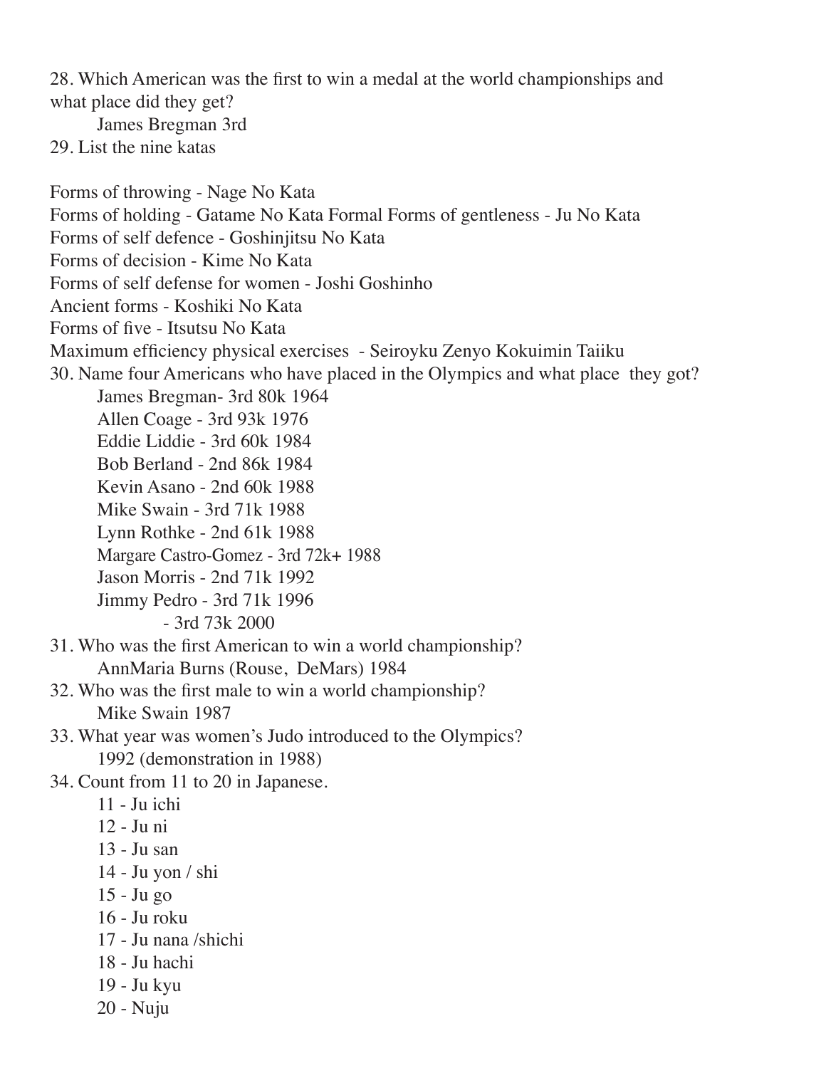28. Which American was the first to win a medal at the world championships and what place did they get?

    James Bregman 3rd

29. List the nine katas

Forms of throwing - Nage No Kata

Forms of holding - Gatame No Kata Formal Forms of gentleness - Ju No Kata

Forms of self defence - Goshinjitsu No Kata

Forms of decision - Kime No Kata

Forms of self defense for women - Joshi Goshinho

Ancient forms - Koshiki No Kata

Forms of five - Itsutsu No Kata

Maximum efficiency physical exercises - Seiroyku Zenyo Kokuimin Taiiku

30. Name four Americans who have placed in the Olympics and what place they got?

    James Bregman- 3rd 80k 1964
    Allen Coage - 3rd 93k 1976
    Eddie Liddie - 3rd 60k 1984
    Bob Berland - 2nd 86k 1984
    Kevin Asano - 2nd 60k 1988
    Mike Swain - 3rd 71k 1988
    Lynn Rothke - 2nd 61k 1988
    Margare Castro-Gomez - 3rd 72k+ 1988
    Jason Morris - 2nd 71k 1992
    Jimmy Pedro - 3rd 71k 1996
    - 3rd 73k 2000

31. Who was the first American to win a world championship?

    AnnMaria Burns (Rouse, DeMars) 1984

32. Who was the first male to win a world championship?

    Mike Swain 1987

33. What year was women's Judo introduced to the Olympics?

    1992 (demonstration in 1988)

34. Count from 11 to 20 in Japanese.

    11 - Ju ichi
    12 - Ju ni
    13 - Ju san
    14 - Ju yon / shi
    15 - Ju go
    16 - Ju roku
    17 - Ju nana /shichi
    18 - Ju hachi
    19 - Ju kyu
    20 - Nuju